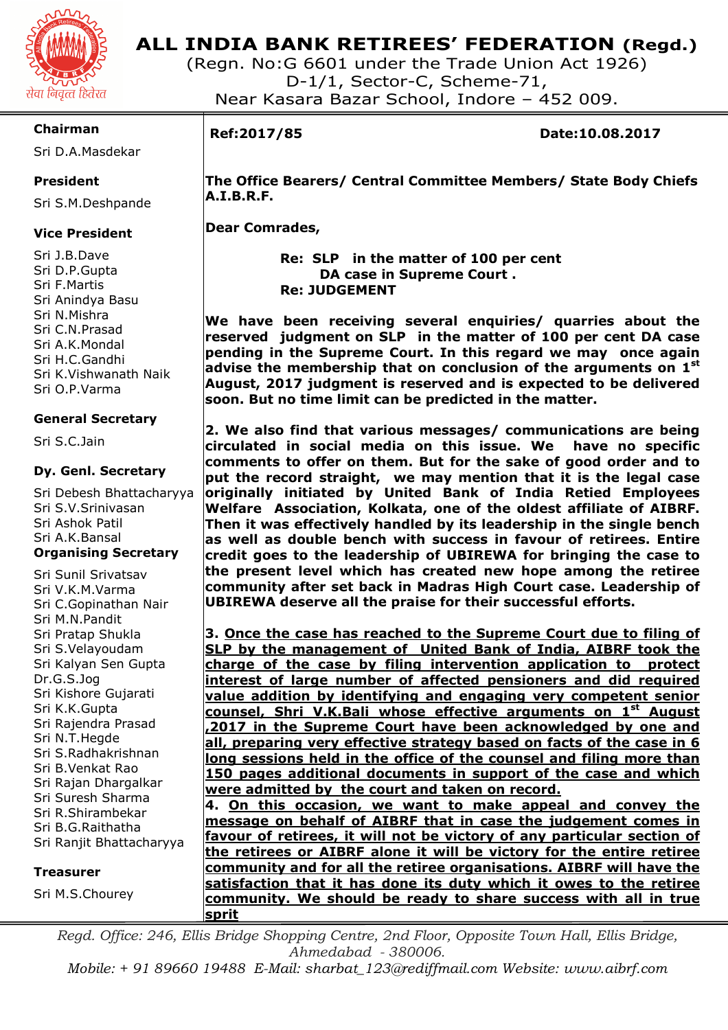# ALL INDIA BANK RETIREES' FEDERATION (Regd.)

(Regn. No:G 6601 under the Trade Union Act 1926)
D-1/1, Sector-C, Scheme-71,
Near Kasara Bazar School, Indore – 452 009.

सेवा निवृत्त हितरत

**Chairman**
Sri D.A.Masdekar

**President**
Sri S.M.Deshpande

**Vice President**
Sri J.B.Dave
Sri D.P.Gupta
Sri F.Martis
Sri Anindya Basu
Sri N.Mishra
Sri C.N.Prasad
Sri A.K.Mondal
Sri H.C.Gandhi
Sri K.Vishwanath Naik
Sri O.P.Varma

**General Secretary**
Sri S.C.Jain

**Dy. Genl. Secretary**
Sri Debesh Bhattacharyya
Sri S.V.Srinivasan
Sri Ashok Patil
Sri A.K.Bansal

**Organising Secretary**
Sri Sunil Srivatsav
Sri V.K.M.Varma
Sri C.Gopinathan Nair
Sri M.N.Pandit
Sri Pratap Shukla
Sri S.Velayoudam
Sri Kalyan Sen Gupta
Dr.G.S.Jog
Sri Kishore Gujarati
Sri K.K.Gupta
Sri Rajendra Prasad
Sri N.T.Hegde
Sri S.Radhakrishnan
Sri B.Venkat Rao
Sri Rajan Dhargalkar
Sri Suresh Sharma
Sri R.Shirambekar
Sri B.G.Raithatha
Sri Ranjit Bhattacharyya

**Treasurer**
Sri M.S.Chourey

---

**Ref:2017/85** **Date:10.08.2017**

**The Office Bearers/ Central Committee Members/ State Body Chiefs A.I.B.R.F.**

**Dear Comrades,**

**Re: SLP in the matter of 100 per cent DA case in Supreme Court .**
**Re: JUDGEMENT**

**We have been receiving several enquiries/ quarries about the reserved judgment on SLP in the matter of 100 per cent DA case pending in the Supreme Court. In this regard we may once again advise the membership that on conclusion of the arguments on 1st August, 2017 judgment is reserved and is expected to be delivered soon. But no time limit can be predicted in the matter.**

**2. We also find that various messages/ communications are being circulated in social media on this issue. We have no specific comments to offer on them. But for the sake of good order and to put the record straight, we may mention that it is the legal case originally initiated by United Bank of India Retied Employees Welfare Association, Kolkata, one of the oldest affiliate of AIBRF. Then it was effectively handled by its leadership in the single bench as well as double bench with success in favour of retirees. Entire credit goes to the leadership of UBIREWA for bringing the case to the present level which has created new hope among the retiree community after set back in Madras High Court case. Leadership of UBIREWA deserve all the praise for their successful efforts.**

**3. <u>Once the case has reached to the Supreme Court due to filing of SLP by the management of United Bank of India, AIBRF took the charge of the case by filing intervention application to protect interest of large number of affected pensioners and did required value addition by identifying and engaging very competent senior counsel, Shri V.K.Bali whose effective arguments on 1st August ,2017 in the Supreme Court have been acknowledged by one and all, preparing very effective strategy based on facts of the case in 6 long sessions held in the office of the counsel and filing more than 150 pages additional documents in support of the case and which were admitted by the court and taken on record.</u>**

**4. <u>On this occasion, we want to make appeal and convey the message on behalf of AIBRF that in case the judgement comes in favour of retirees, it will not be victory of any particular section of the retirees or AIBRF alone it will be victory for the entire retiree community and for all the retiree organisations. AIBRF will have the satisfaction that it has done its duty which it owes to the retiree community. We should be ready to share success with all in true sprit</u>**

---

*Regd. Office: 246, Ellis Bridge Shopping Centre, 2nd Floor, Opposite Town Hall, Ellis Bridge, Ahmedabad - 380006.*
*Mobile: + 91 89660 19488 E-Mail: sharbat_123@rediffmail.com Website: www.aibrf.com*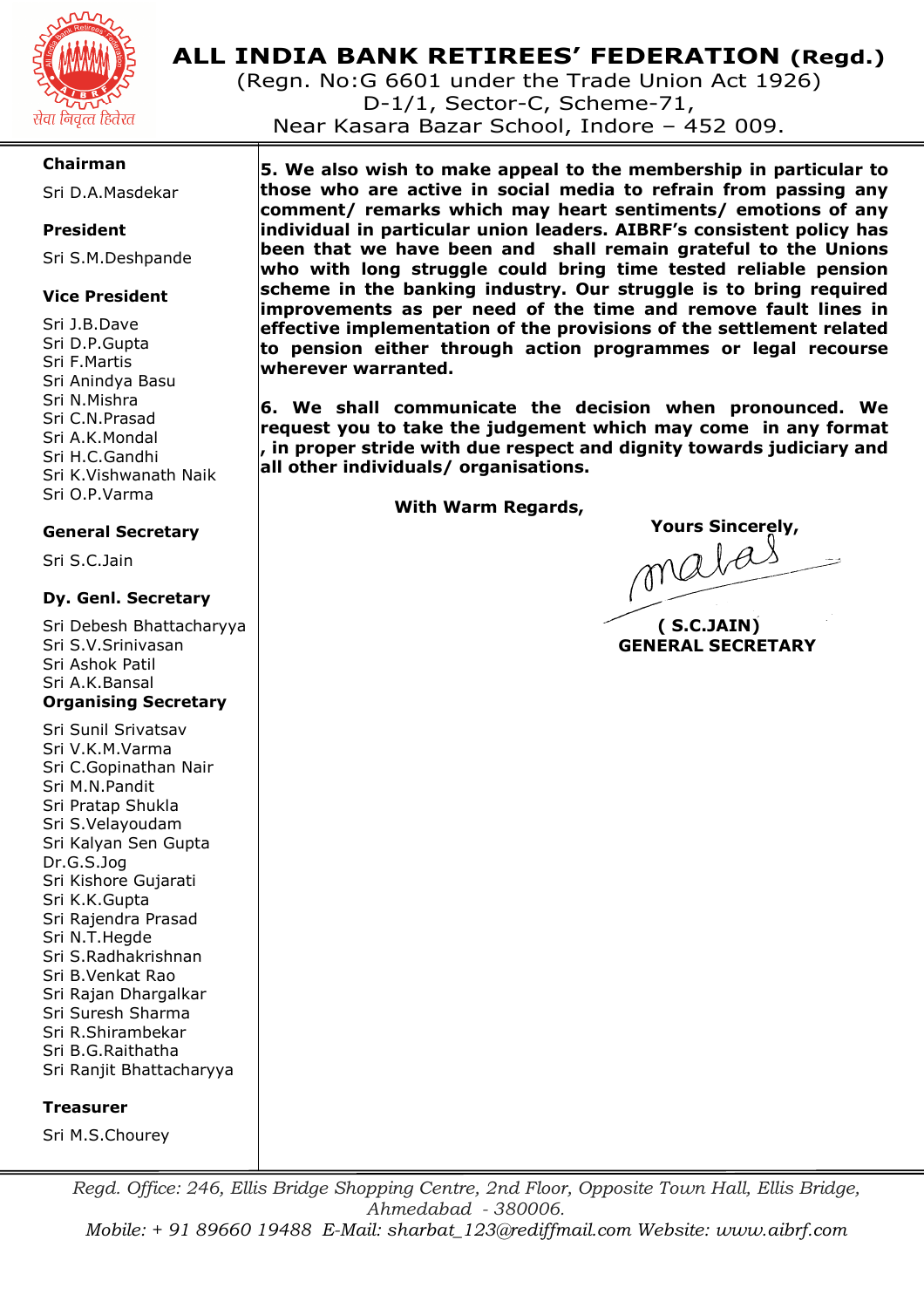# ALL INDIA BANK RETIREES' FEDERATION (Regd.)

(Regn. No:G 6601 under the Trade Union Act 1926)
D-1/1, Sector-C, Scheme-71,
Near Kasara Bazar School, Indore – 452 009.

**Chairman**

Sri D.A.Masdekar

**President**

Sri S.M.Deshpande

**Vice President**

Sri J.B.Dave
Sri D.P.Gupta
Sri F.Martis
Sri Anindya Basu
Sri N.Mishra
Sri C.N.Prasad
Sri A.K.Mondal
Sri H.C.Gandhi
Sri K.Vishwanath Naik
Sri O.P.Varma

**General Secretary**

Sri S.C.Jain

**Dy. Genl. Secretary**

Sri Debesh Bhattacharyya
Sri S.V.Srinivasan
Sri Ashok Patil
Sri A.K.Bansal

**Organising Secretary**

Sri Sunil Srivatsav
Sri V.K.M.Varma
Sri C.Gopinathan Nair
Sri M.N.Pandit
Sri Pratap Shukla
Sri S.Velayoudam
Sri Kalyan Sen Gupta
Dr.G.S.Jog
Sri Kishore Gujarati
Sri K.K.Gupta
Sri Rajendra Prasad
Sri N.T.Hegde
Sri S.Radhakrishnan
Sri B.Venkat Rao
Sri Rajan Dhargalkar
Sri Suresh Sharma
Sri R.Shirambekar
Sri B.G.Raithatha
Sri Ranjit Bhattacharyya

**Treasurer**

Sri M.S.Chourey

**5. We also wish to make appeal to the membership in particular to those who are active in social media to refrain from passing any comment/ remarks which may heart sentiments/ emotions of any individual in particular union leaders. AIBRF's consistent policy has been that we have been and shall remain grateful to the Unions who with long struggle could bring time tested reliable pension scheme in the banking industry. Our struggle is to bring required improvements as per need of the time and remove fault lines in effective implementation of the provisions of the settlement related to pension either through action programmes or legal recourse wherever warranted.**

**6. We shall communicate the decision when pronounced. We request you to take the judgement which may come in any format , in proper stride with due respect and dignity towards judiciary and all other individuals/ organisations.**

**With Warm Regards,**

**Yours Sincerely,**

**( S.C.JAIN)**
**GENERAL SECRETARY**

*Regd. Office: 246, Ellis Bridge Shopping Centre, 2nd Floor, Opposite Town Hall, Ellis Bridge, Ahmedabad - 380006.*
*Mobile: + 91 89660 19488 E-Mail: sharbat_123@rediffmail.com Website: www.aibrf.com*